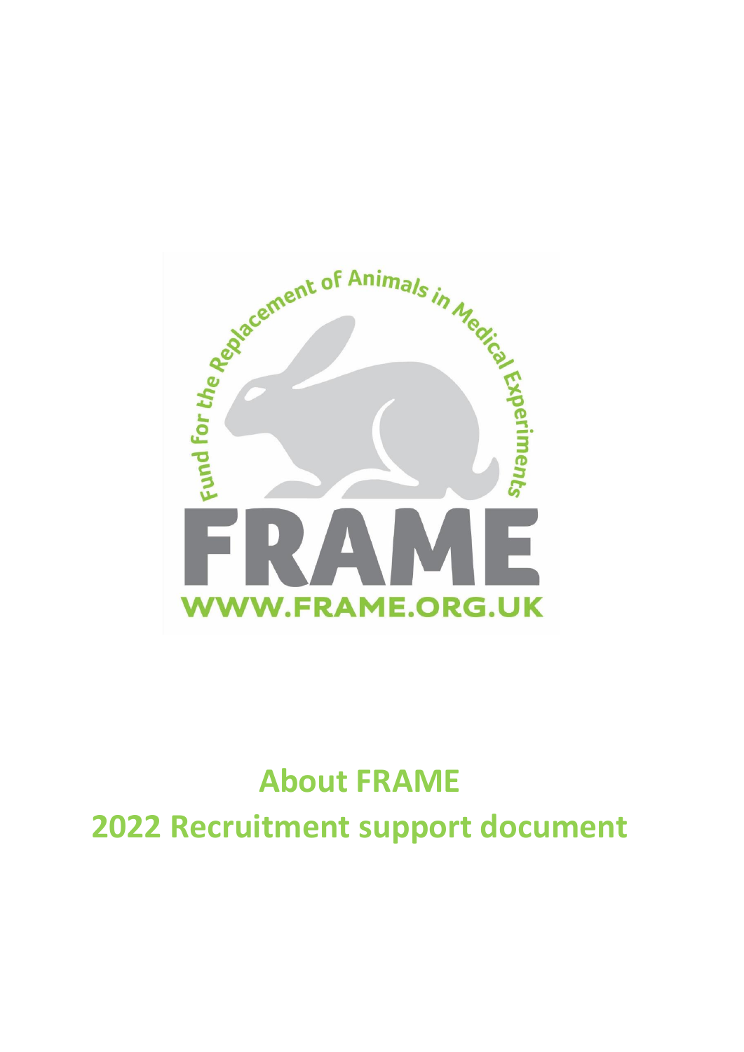# About FRAME

# 2022 Recruitment support document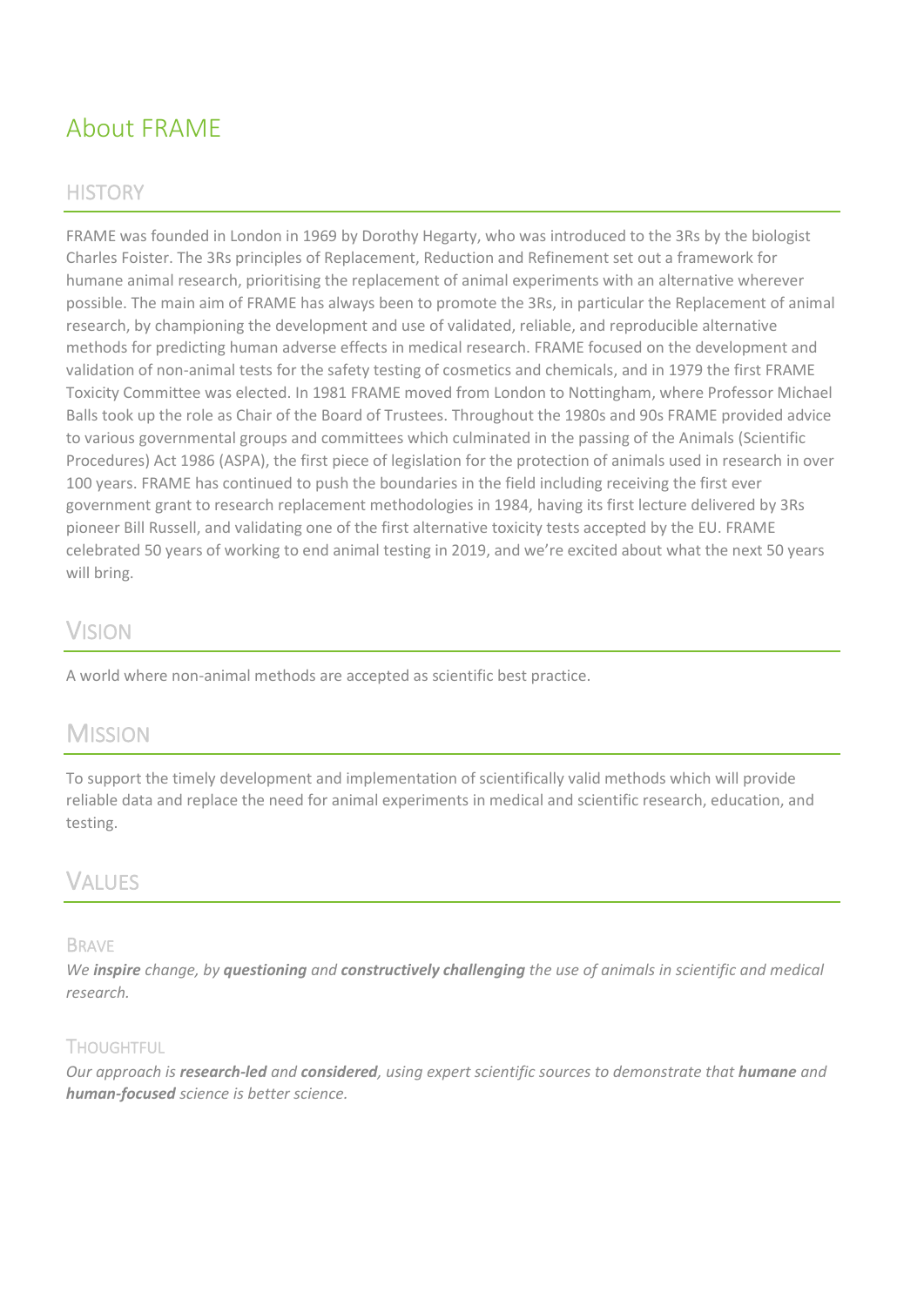# About FRAME

## History

FRAME was founded in London in 1969 by Dorothy Hegarty, who was introduced to the 3Rs by the biologist Charles Foister. The 3Rs principles of Replacement, Reduction and Refinement set out a framework for humane animal research, prioritising the replacement of animal experiments with an alternative wherever possible. The main aim of FRAME has always been to promote the 3Rs, in particular the Replacement of animal research, by championing the development and use of validated, reliable, and reproducible alternative methods for predicting human adverse effects in medical research. FRAME focused on the development and validation of non-animal tests for the safety testing of cosmetics and chemicals, and in 1979 the first FRAME Toxicity Committee was elected. In 1981 FRAME moved from London to Nottingham, where Professor Michael Balls took up the role as Chair of the Board of Trustees. Throughout the 1980s and 90s FRAME provided advice to various governmental groups and committees which culminated in the passing of the Animals (Scientific Procedures) Act 1986 (ASPA), the first piece of legislation for the protection of animals used in research in over 100 years. FRAME has continued to push the boundaries in the field including receiving the first ever government grant to research replacement methodologies in 1984, having its first lecture delivered by 3Rs pioneer Bill Russell, and validating one of the first alternative toxicity tests accepted by the EU. FRAME celebrated 50 years of working to end animal testing in 2019, and we're excited about what the next 50 years will bring.

## Vision

A world where non-animal methods are accepted as scientific best practice.

## Mission

To support the timely development and implementation of scientifically valid methods which will provide reliable data and replace the need for animal experiments in medical and scientific research, education, and testing.

## Values

### Brave

*We **inspire** change, by **questioning** and **constructively challenging** the use of animals in scientific and medical research.*

### Thoughtful

*Our approach is **research-led** and **considered**, using expert scientific sources to demonstrate that **humane** and **human-focused** science is better science.*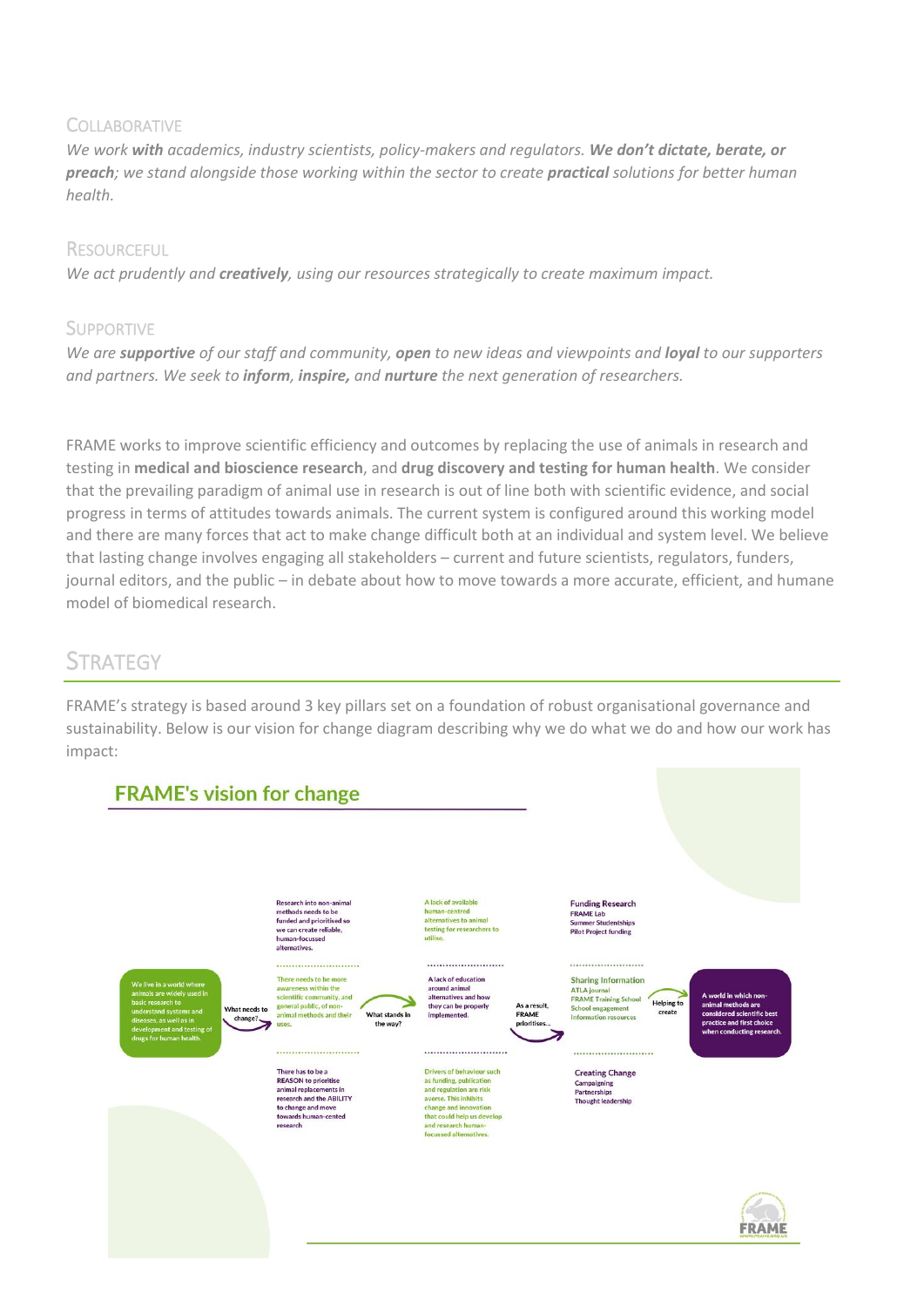### Collaborative

*We work **with** academics, industry scientists, policy-makers and regulators. **We don't dictate, berate, or preach**; we stand alongside those working within the sector to create **practical** solutions for better human health.*

### Resourceful

*We act prudently and **creatively**, using our resources strategically to create maximum impact.*

### Supportive

*We are **supportive** of our staff and community, **open** to new ideas and viewpoints and **loyal** to our supporters and partners. We seek to **inform, inspire,** and **nurture** the next generation of researchers.*

FRAME works to improve scientific efficiency and outcomes by replacing the use of animals in research and testing in **medical and bioscience research**, and **drug discovery and testing for human health**. We consider that the prevailing paradigm of animal use in research is out of line both with scientific evidence, and social progress in terms of attitudes towards animals. The current system is configured around this working model and there are many forces that act to make change difficult both at an individual and system level. We believe that lasting change involves engaging all stakeholders – current and future scientists, regulators, funders, journal editors, and the public – in debate about how to move towards a more accurate, efficient, and humane model of biomedical research.

## Strategy

FRAME's strategy is based around 3 key pillars set on a foundation of robust organisational governance and sustainability. Below is our vision for change diagram describing why we do what we do and how our work has impact:

**FRAME's vision for change**

We live in a world where animals are widely used in basic research to understand systems and diseases, as well as in development and testing of drugs for human health.

What needs to change?

- Research into non-animal methods needs to be funded and prioritised so we can create reliable, human-focussed alternatives.
- There needs to be more awareness within the scientific community, and general public, of non-animal methods and their uses.
- There has to be a REASON to prioritise animal replacements in research and the ABILITY to change and move towards human-cented research

What stands in the way?

- A lack of available human-centred alternatives to animal testing for researchers to utilise.
- A lack of education around animal alternatives and how they can be properly implemented.
- Drivers of behaviour such as funding, publication and regulation are risk averse. This inhibits change and innovation that could help us develop and research human-focussed alternatives.

As a result, FRAME prioritises...

- **Funding Research**: FRAME Lab, Summer Studentships, Pilot Project funding
- **Sharing Information**: ATLA journal, FRAME Training School, School engagement, Information resources
- **Creating Change**: Campaigning, Partnerships, Thought leadership

Helping to create

A world in which non-animal methods are considered scientific best practice and first choice when conducting research.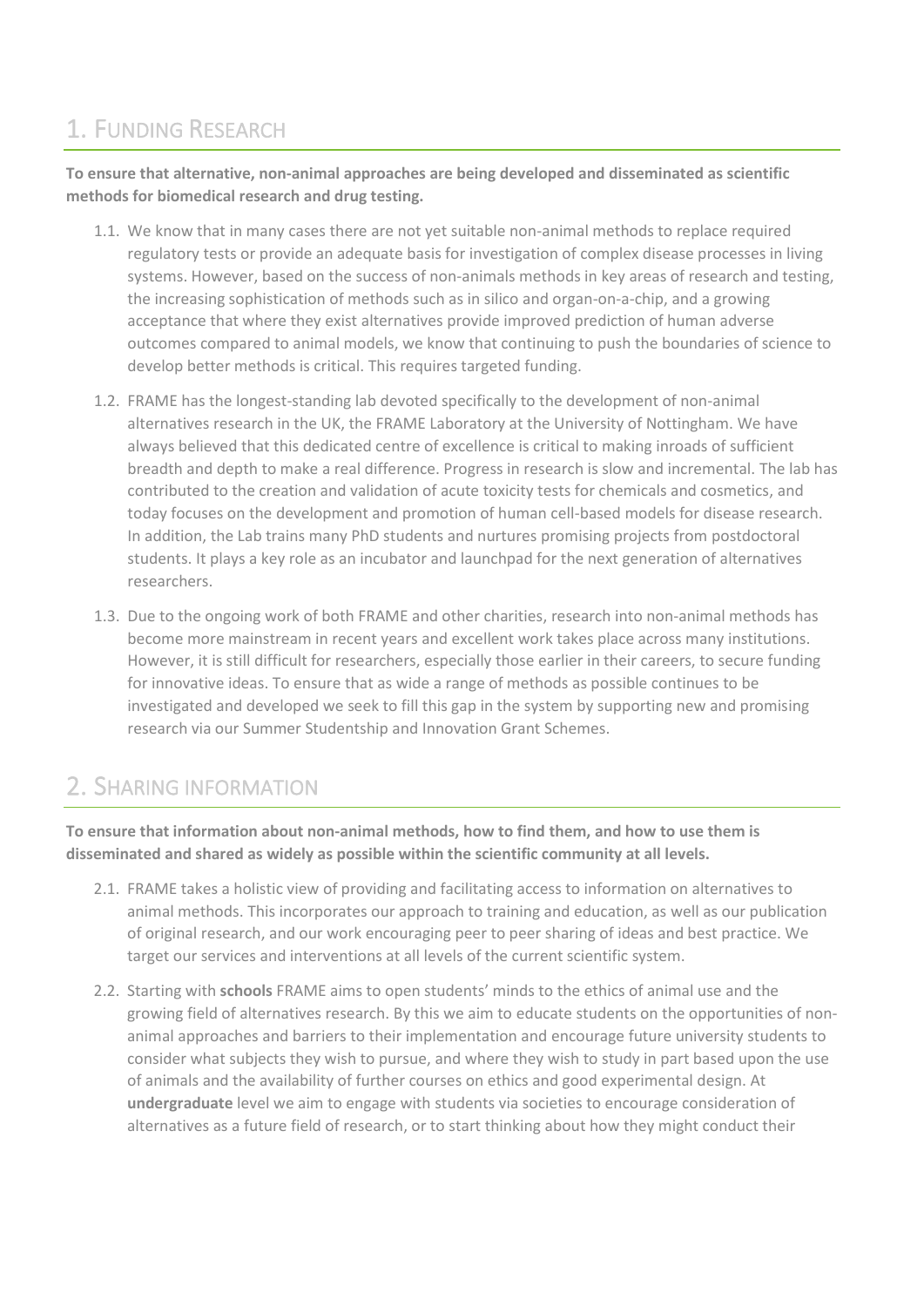# 1. Funding Research

**To ensure that alternative, non-animal approaches are being developed and disseminated as scientific methods for biomedical research and drug testing.**

1.1. We know that in many cases there are not yet suitable non-animal methods to replace required regulatory tests or provide an adequate basis for investigation of complex disease processes in living systems. However, based on the success of non-animals methods in key areas of research and testing, the increasing sophistication of methods such as in silico and organ-on-a-chip, and a growing acceptance that where they exist alternatives provide improved prediction of human adverse outcomes compared to animal models, we know that continuing to push the boundaries of science to develop better methods is critical. This requires targeted funding.

1.2. FRAME has the longest-standing lab devoted specifically to the development of non-animal alternatives research in the UK, the FRAME Laboratory at the University of Nottingham. We have always believed that this dedicated centre of excellence is critical to making inroads of sufficient breadth and depth to make a real difference. Progress in research is slow and incremental. The lab has contributed to the creation and validation of acute toxicity tests for chemicals and cosmetics, and today focuses on the development and promotion of human cell-based models for disease research. In addition, the Lab trains many PhD students and nurtures promising projects from postdoctoral students. It plays a key role as an incubator and launchpad for the next generation of alternatives researchers.

1.3. Due to the ongoing work of both FRAME and other charities, research into non-animal methods has become more mainstream in recent years and excellent work takes place across many institutions. However, it is still difficult for researchers, especially those earlier in their careers, to secure funding for innovative ideas. To ensure that as wide a range of methods as possible continues to be investigated and developed we seek to fill this gap in the system by supporting new and promising research via our Summer Studentship and Innovation Grant Schemes.

# 2. Sharing information

**To ensure that information about non-animal methods, how to find them, and how to use them is disseminated and shared as widely as possible within the scientific community at all levels.**

2.1. FRAME takes a holistic view of providing and facilitating access to information on alternatives to animal methods. This incorporates our approach to training and education, as well as our publication of original research, and our work encouraging peer to peer sharing of ideas and best practice. We target our services and interventions at all levels of the current scientific system.

2.2. Starting with **schools** FRAME aims to open students' minds to the ethics of animal use and the growing field of alternatives research. By this we aim to educate students on the opportunities of non-animal approaches and barriers to their implementation and encourage future university students to consider what subjects they wish to pursue, and where they wish to study in part based upon the use of animals and the availability of further courses on ethics and good experimental design. At **undergraduate** level we aim to engage with students via societies to encourage consideration of alternatives as a future field of research, or to start thinking about how they might conduct their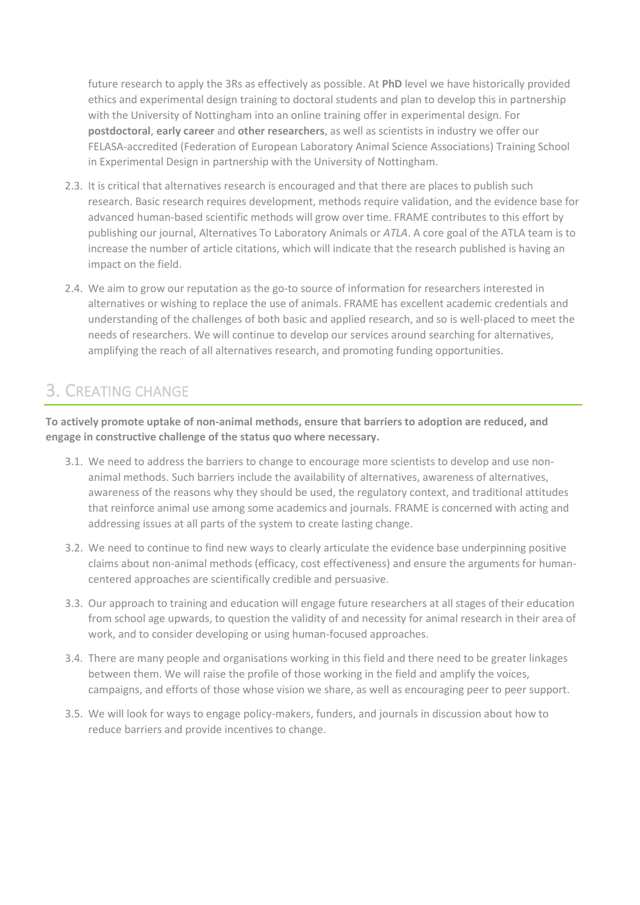future research to apply the 3Rs as effectively as possible. At **PhD** level we have historically provided ethics and experimental design training to doctoral students and plan to develop this in partnership with the University of Nottingham into an online training offer in experimental design. For **postdoctoral**, **early career** and **other researchers**, as well as scientists in industry we offer our FELASA-accredited (Federation of European Laboratory Animal Science Associations) Training School in Experimental Design in partnership with the University of Nottingham.

2.3. It is critical that alternatives research is encouraged and that there are places to publish such research. Basic research requires development, methods require validation, and the evidence base for advanced human-based scientific methods will grow over time. FRAME contributes to this effort by publishing our journal, Alternatives To Laboratory Animals or *ATLA*. A core goal of the ATLA team is to increase the number of article citations, which will indicate that the research published is having an impact on the field.

2.4. We aim to grow our reputation as the go-to source of information for researchers interested in alternatives or wishing to replace the use of animals. FRAME has excellent academic credentials and understanding of the challenges of both basic and applied research, and so is well-placed to meet the needs of researchers. We will continue to develop our services around searching for alternatives, amplifying the reach of all alternatives research, and promoting funding opportunities.

## 3. CREATING CHANGE

**To actively promote uptake of non-animal methods, ensure that barriers to adoption are reduced, and engage in constructive challenge of the status quo where necessary.**

3.1. We need to address the barriers to change to encourage more scientists to develop and use non-animal methods. Such barriers include the availability of alternatives, awareness of alternatives, awareness of the reasons why they should be used, the regulatory context, and traditional attitudes that reinforce animal use among some academics and journals. FRAME is concerned with acting and addressing issues at all parts of the system to create lasting change.

3.2. We need to continue to find new ways to clearly articulate the evidence base underpinning positive claims about non-animal methods (efficacy, cost effectiveness) and ensure the arguments for human-centered approaches are scientifically credible and persuasive.

3.3. Our approach to training and education will engage future researchers at all stages of their education from school age upwards, to question the validity of and necessity for animal research in their area of work, and to consider developing or using human-focused approaches.

3.4. There are many people and organisations working in this field and there need to be greater linkages between them. We will raise the profile of those working in the field and amplify the voices, campaigns, and efforts of those whose vision we share, as well as encouraging peer to peer support.

3.5. We will look for ways to engage policy-makers, funders, and journals in discussion about how to reduce barriers and provide incentives to change.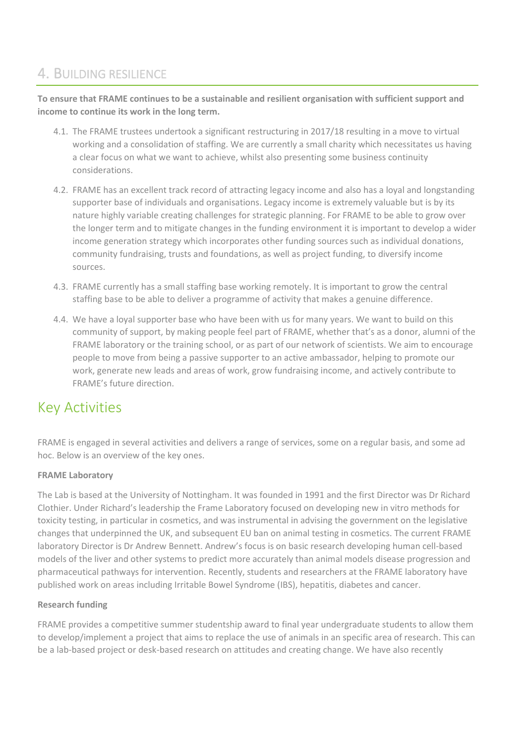## 4. Building Resilience

**To ensure that FRAME continues to be a sustainable and resilient organisation with sufficient support and income to continue its work in the long term.**

4.1. The FRAME trustees undertook a significant restructuring in 2017/18 resulting in a move to virtual working and a consolidation of staffing. We are currently a small charity which necessitates us having a clear focus on what we want to achieve, whilst also presenting some business continuity considerations.

4.2. FRAME has an excellent track record of attracting legacy income and also has a loyal and longstanding supporter base of individuals and organisations. Legacy income is extremely valuable but is by its nature highly variable creating challenges for strategic planning. For FRAME to be able to grow over the longer term and to mitigate changes in the funding environment it is important to develop a wider income generation strategy which incorporates other funding sources such as individual donations, community fundraising, trusts and foundations, as well as project funding, to diversify income sources.

4.3. FRAME currently has a small staffing base working remotely. It is important to grow the central staffing base to be able to deliver a programme of activity that makes a genuine difference.

4.4. We have a loyal supporter base who have been with us for many years. We want to build on this community of support, by making people feel part of FRAME, whether that's as a donor, alumni of the FRAME laboratory or the training school, or as part of our network of scientists. We aim to encourage people to move from being a passive supporter to an active ambassador, helping to promote our work, generate new leads and areas of work, grow fundraising income, and actively contribute to FRAME's future direction.

# Key Activities

FRAME is engaged in several activities and delivers a range of services, some on a regular basis, and some ad hoc. Below is an overview of the key ones.

**FRAME Laboratory**

The Lab is based at the University of Nottingham. It was founded in 1991 and the first Director was Dr Richard Clothier. Under Richard's leadership the Frame Laboratory focused on developing new in vitro methods for toxicity testing, in particular in cosmetics, and was instrumental in advising the government on the legislative changes that underpinned the UK, and subsequent EU ban on animal testing in cosmetics. The current FRAME laboratory Director is Dr Andrew Bennett. Andrew's focus is on basic research developing human cell-based models of the liver and other systems to predict more accurately than animal models disease progression and pharmaceutical pathways for intervention. Recently, students and researchers at the FRAME laboratory have published work on areas including Irritable Bowel Syndrome (IBS), hepatitis, diabetes and cancer.

**Research funding**

FRAME provides a competitive summer studentship award to final year undergraduate students to allow them to develop/implement a project that aims to replace the use of animals in an specific area of research. This can be a lab-based project or desk-based research on attitudes and creating change. We have also recently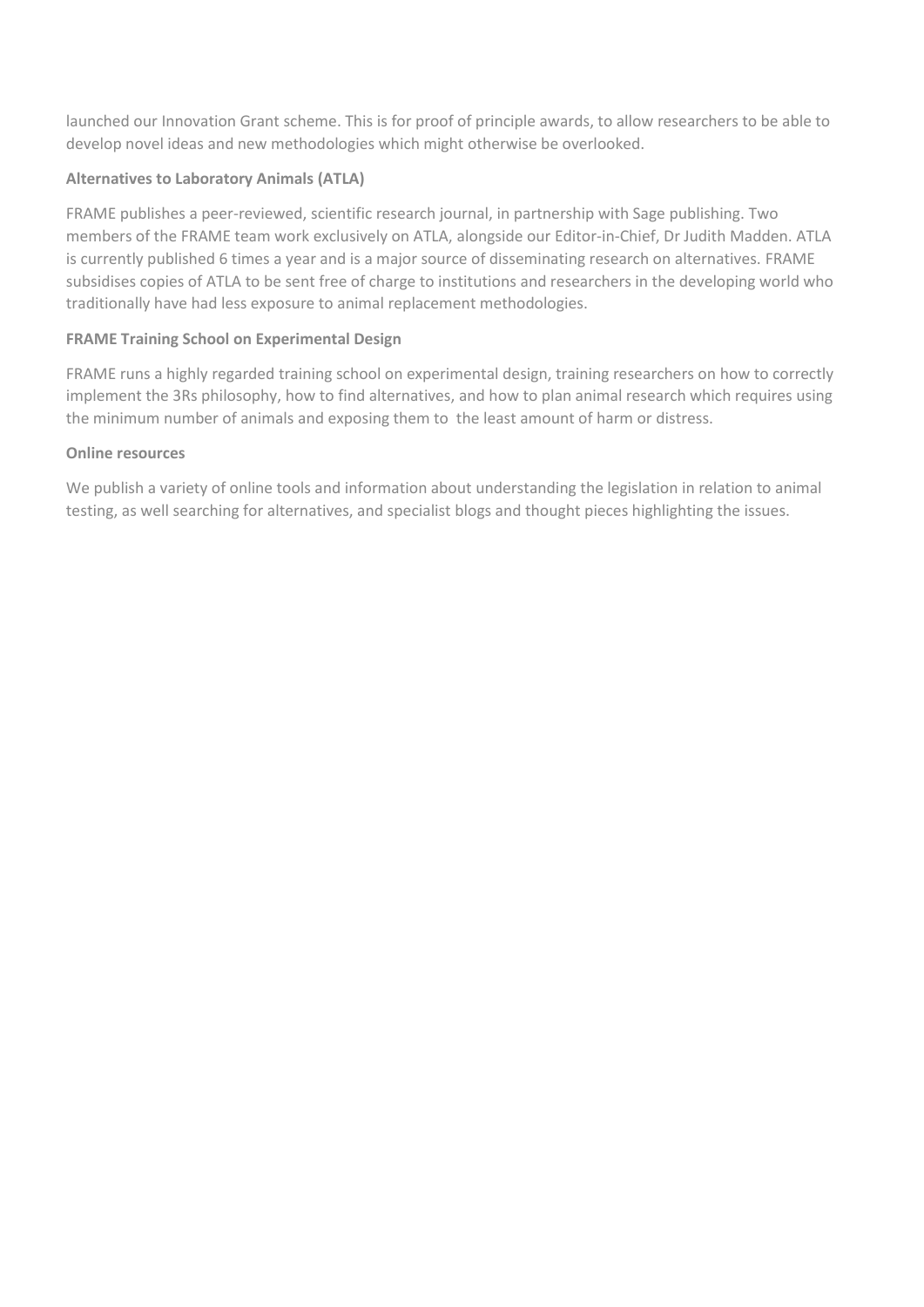launched our Innovation Grant scheme. This is for proof of principle awards, to allow researchers to be able to develop novel ideas and new methodologies which might otherwise be overlooked.

**Alternatives to Laboratory Animals (ATLA)**

FRAME publishes a peer-reviewed, scientific research journal, in partnership with Sage publishing. Two members of the FRAME team work exclusively on ATLA, alongside our Editor-in-Chief, Dr Judith Madden. ATLA is currently published 6 times a year and is a major source of disseminating research on alternatives. FRAME subsidises copies of ATLA to be sent free of charge to institutions and researchers in the developing world who traditionally have had less exposure to animal replacement methodologies.

**FRAME Training School on Experimental Design**

FRAME runs a highly regarded training school on experimental design, training researchers on how to correctly implement the 3Rs philosophy, how to find alternatives, and how to plan animal research which requires using the minimum number of animals and exposing them to the least amount of harm or distress.

**Online resources**

We publish a variety of online tools and information about understanding the legislation in relation to animal testing, as well searching for alternatives, and specialist blogs and thought pieces highlighting the issues.